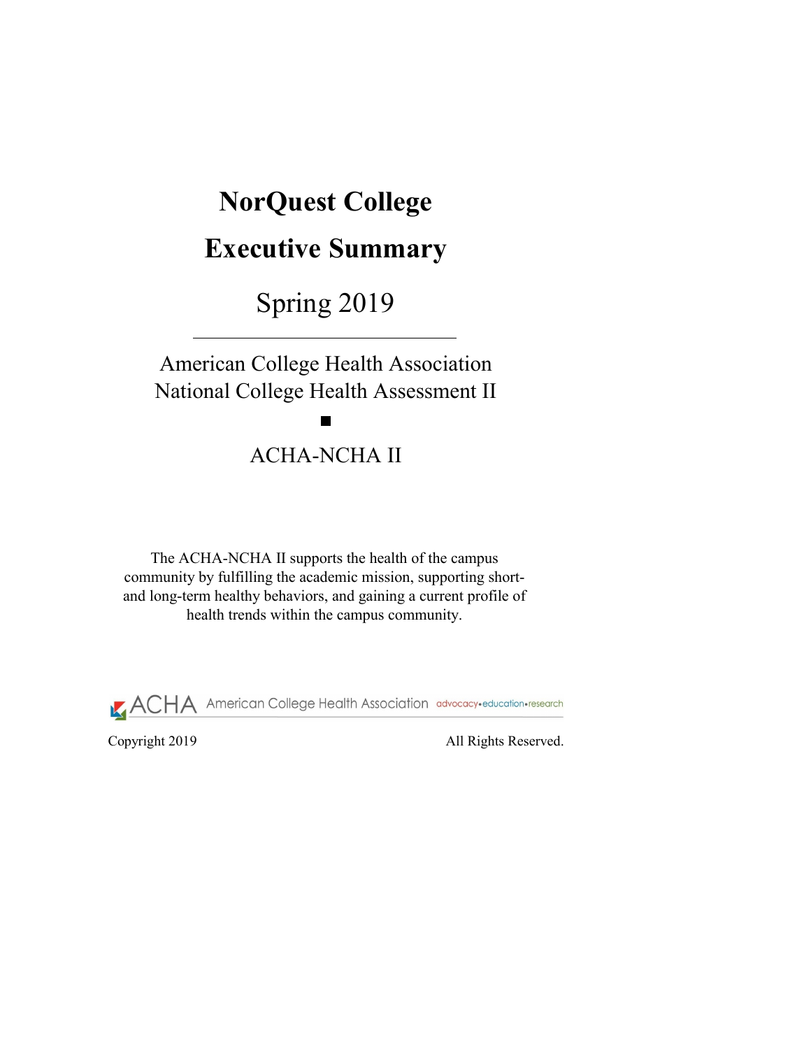# NorQuest College

# Executive Summary

## Spring 2019

---

American College Health Association
National College Health Assessment II

■

ACHA-NCHA II

The ACHA-NCHA II supports the health of the campus community by fulfilling the academic mission, supporting short- and long-term healthy behaviors, and gaining a current profile of health trends within the campus community.

ACHA American College Health Association advocacy•education•research

Copyright 2019 All Rights Reserved.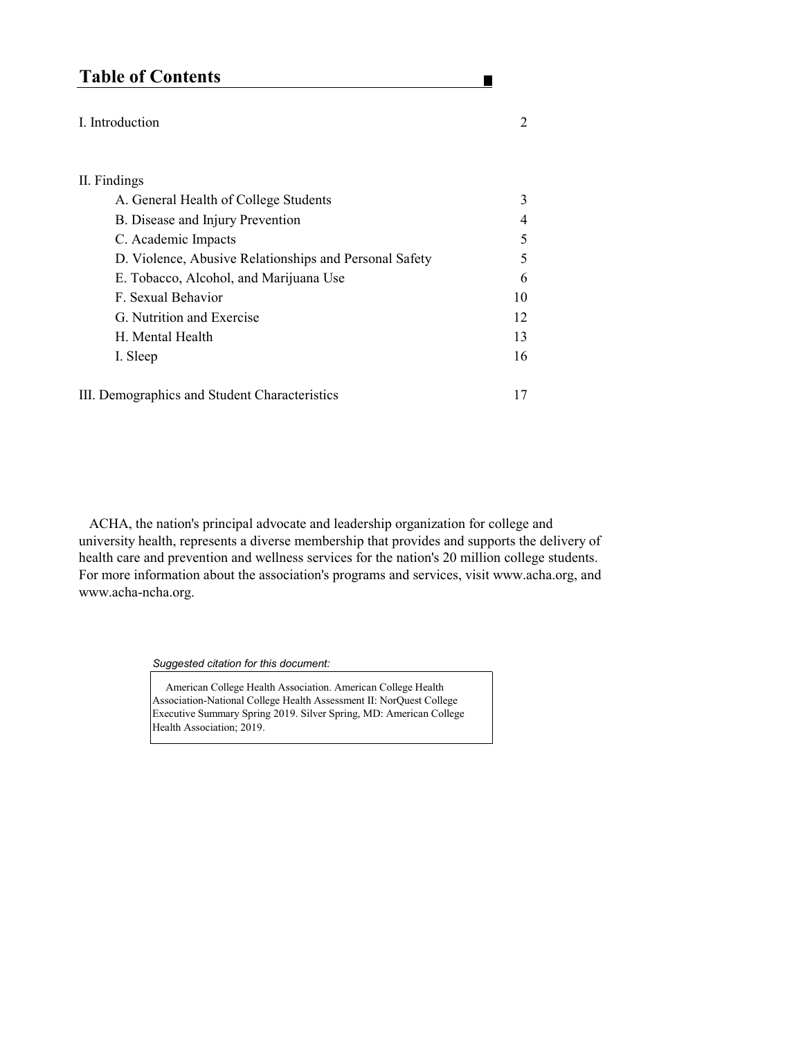# Table of Contents

| | |
|---|---|
| I. Introduction | 2 |
| II. Findings | |
| A. General Health of College Students | 3 |
| B. Disease and Injury Prevention | 4 |
| C. Academic Impacts | 5 |
| D. Violence, Abusive Relationships and Personal Safety | 5 |
| E. Tobacco, Alcohol, and Marijuana Use | 6 |
| F. Sexual Behavior | 10 |
| G. Nutrition and Exercise | 12 |
| H. Mental Health | 13 |
| I. Sleep | 16 |
| III. Demographics and Student Characteristics | 17 |

ACHA, the nation's principal advocate and leadership organization for college and university health, represents a diverse membership that provides and supports the delivery of health care and prevention and wellness services for the nation's 20 million college students. For more information about the association's programs and services, visit www.acha.org, and www.acha-ncha.org.

*Suggested citation for this document:*

American College Health Association. American College Health Association-National College Health Assessment II: NorQuest College Executive Summary Spring 2019. Silver Spring, MD: American College Health Association; 2019.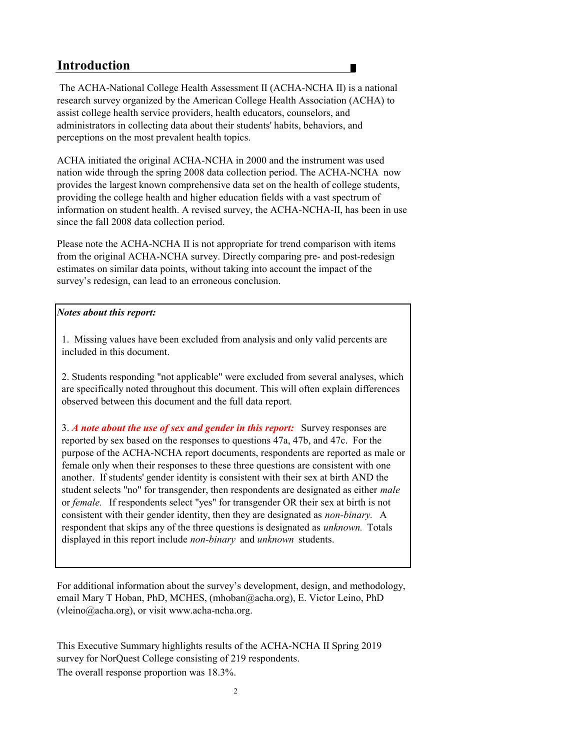## Introduction

The ACHA-National College Health Assessment II (ACHA-NCHA II) is a national research survey organized by the American College Health Association (ACHA) to assist college health service providers, health educators, counselors, and administrators in collecting data about their students' habits, behaviors, and perceptions on the most prevalent health topics.

ACHA initiated the original ACHA-NCHA in 2000 and the instrument was used nation wide through the spring 2008 data collection period. The ACHA-NCHA now provides the largest known comprehensive data set on the health of college students, providing the college health and higher education fields with a vast spectrum of information on student health. A revised survey, the ACHA-NCHA-II, has been in use since the fall 2008 data collection period.

Please note the ACHA-NCHA II is not appropriate for trend comparison with items from the original ACHA-NCHA survey. Directly comparing pre- and post-redesign estimates on similar data points, without taking into account the impact of the survey's redesign, can lead to an erroneous conclusion.

***Notes about this report:***

1. Missing values have been excluded from analysis and only valid percents are included in this document.

2. Students responding "not applicable" were excluded from several analyses, which are specifically noted throughout this document. This will often explain differences observed between this document and the full data report.

3. ***A note about the use of sex and gender in this report:*** Survey responses are reported by sex based on the responses to questions 47a, 47b, and 47c. For the purpose of the ACHA-NCHA report documents, respondents are reported as male or female only when their responses to these three questions are consistent with one another. If students' gender identity is consistent with their sex at birth AND the student selects "no" for transgender, then respondents are designated as either *male* or *female.* If respondents select "yes" for transgender OR their sex at birth is not consistent with their gender identity, then they are designated as *non-binary.* A respondent that skips any of the three questions is designated as *unknown.* Totals displayed in this report include *non-binary* and *unknown* students.

For additional information about the survey's development, design, and methodology, email Mary T Hoban, PhD, MCHES, (mhoban@acha.org), E. Victor Leino, PhD (vleino@acha.org), or visit www.acha-ncha.org.

This Executive Summary highlights results of the ACHA-NCHA II Spring 2019 survey for NorQuest College consisting of 219 respondents.
The overall response proportion was 18.3%.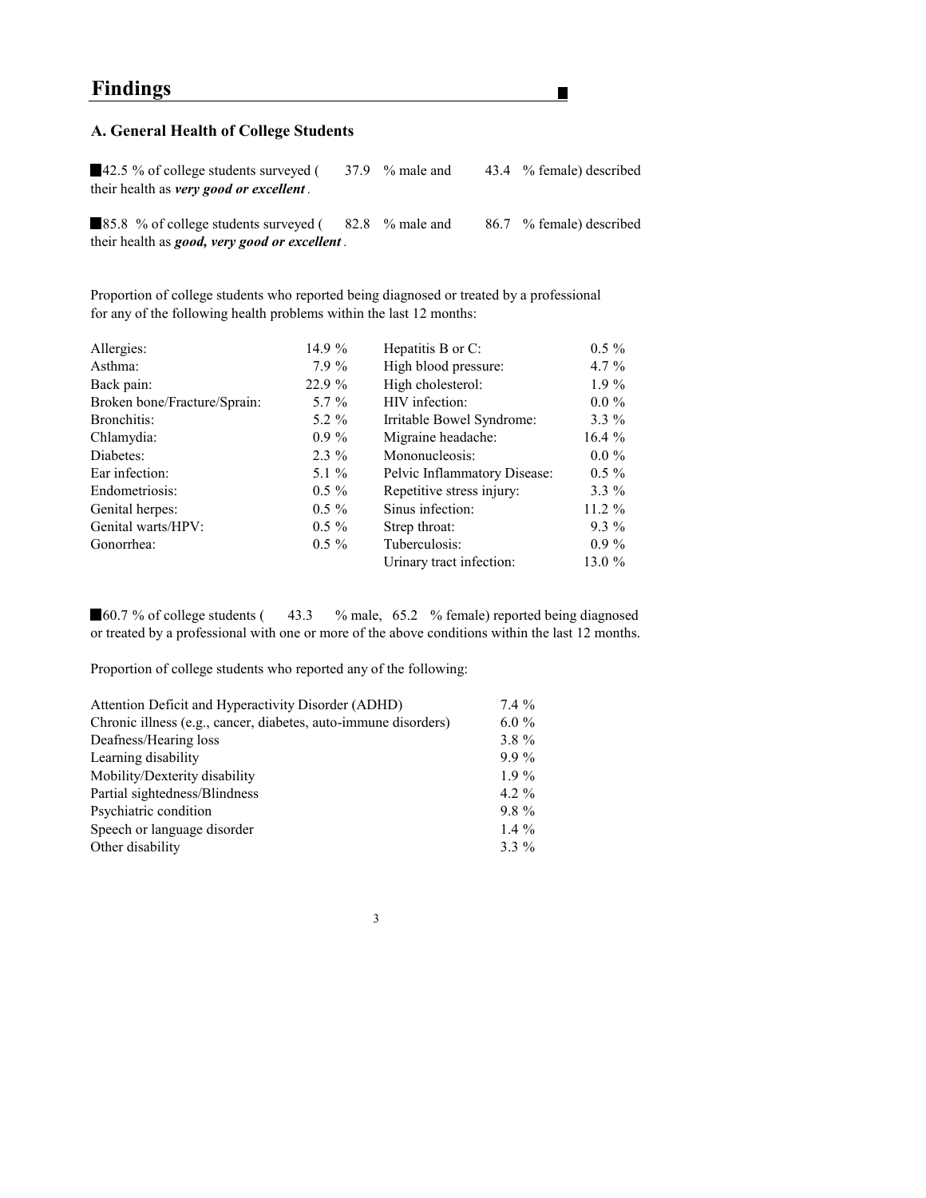## Findings

### A. General Health of College Students

- 42.5 % of college students surveyed ( 37.9 % male and 43.4 % female) described their health as ***very good or excellent*** .

- 85.8 % of college students surveyed ( 82.8 % male and 86.7 % female) described their health as ***good, very good or excellent*** .

Proportion of college students who reported being diagnosed or treated by a professional for any of the following health problems within the last 12 months:

| | | | |
|---|---|---|---|
| Allergies: | 14.9 % | Hepatitis B or C: | 0.5 % |
| Asthma: | 7.9 % | High blood pressure: | 4.7 % |
| Back pain: | 22.9 % | High cholesterol: | 1.9 % |
| Broken bone/Fracture/Sprain: | 5.7 % | HIV infection: | 0.0 % |
| Bronchitis: | 5.2 % | Irritable Bowel Syndrome: | 3.3 % |
| Chlamydia: | 0.9 % | Migraine headache: | 16.4 % |
| Diabetes: | 2.3 % | Mononucleosis: | 0.0 % |
| Ear infection: | 5.1 % | Pelvic Inflammatory Disease: | 0.5 % |
| Endometriosis: | 0.5 % | Repetitive stress injury: | 3.3 % |
| Genital herpes: | 0.5 % | Sinus infection: | 11.2 % |
| Genital warts/HPV: | 0.5 % | Strep throat: | 9.3 % |
| Gonorrhea: | 0.5 % | Tuberculosis: | 0.9 % |
| | | Urinary tract infection: | 13.0 % |

- 60.7 % of college students ( 43.3 % male, 65.2 % female) reported being diagnosed or treated by a professional with one or more of the above conditions within the last 12 months.

Proportion of college students who reported any of the following:

| | |
|---|---|
| Attention Deficit and Hyperactivity Disorder (ADHD) | 7.4 % |
| Chronic illness (e.g., cancer, diabetes, auto-immune disorders) | 6.0 % |
| Deafness/Hearing loss | 3.8 % |
| Learning disability | 9.9 % |
| Mobility/Dexterity disability | 1.9 % |
| Partial sightedness/Blindness | 4.2 % |
| Psychiatric condition | 9.8 % |
| Speech or language disorder | 1.4 % |
| Other disability | 3.3 % |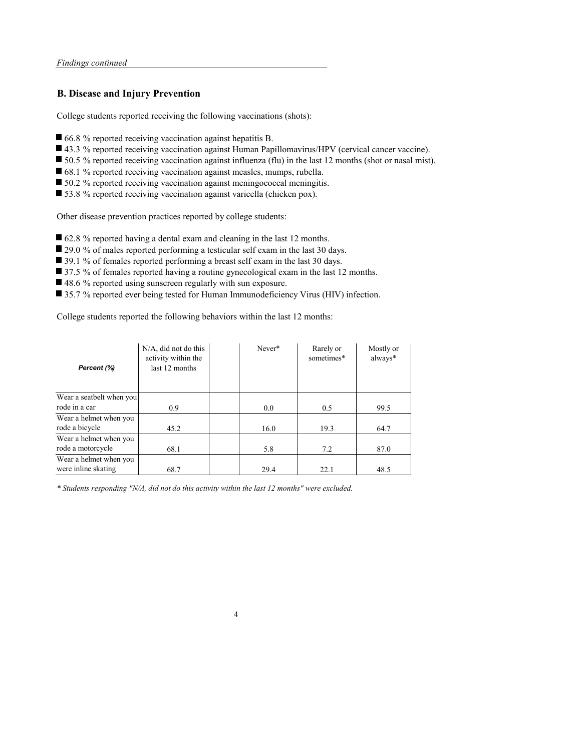*Findings continued*

## B. Disease and Injury Prevention

College students reported receiving the following vaccinations (shots):

- 66.8 % reported receiving vaccination against hepatitis B.
- 43.3 % reported receiving vaccination against Human Papillomavirus/HPV (cervical cancer vaccine).
- 50.5 % reported receiving vaccination against influenza (flu) in the last 12 months (shot or nasal mist).
- 68.1 % reported receiving vaccination against measles, mumps, rubella.
- 50.2 % reported receiving vaccination against meningococcal meningitis.
- 53.8 % reported receiving vaccination against varicella (chicken pox).

Other disease prevention practices reported by college students:

- 62.8 % reported having a dental exam and cleaning in the last 12 months.
- 29.0 % of males reported performing a testicular self exam in the last 30 days.
- 39.1 % of females reported performing a breast self exam in the last 30 days.
- 37.5 % of females reported having a routine gynecological exam in the last 12 months.
- 48.6 % reported using sunscreen regularly with sun exposure.
- 35.7 % reported ever being tested for Human Immunodeficiency Virus (HIV) infection.

College students reported the following behaviors within the last 12 months:

| *Percent (%)* | N/A, did not do this activity within the last 12 months | | Never* | Rarely or sometimes* | Mostly or always* |
|---|---|---|---|---|---|
| Wear a seatbelt when you rode in a car | 0.9 | | 0.0 | 0.5 | 99.5 |
| Wear a helmet when you rode a bicycle | 45.2 | | 16.0 | 19.3 | 64.7 |
| Wear a helmet when you rode a motorcycle | 68.1 | | 5.8 | 7.2 | 87.0 |
| Wear a helmet when you were inline skating | 68.7 | | 29.4 | 22.1 | 48.5 |

*\* Students responding "N/A, did not do this activity within the last 12 months" were excluded.*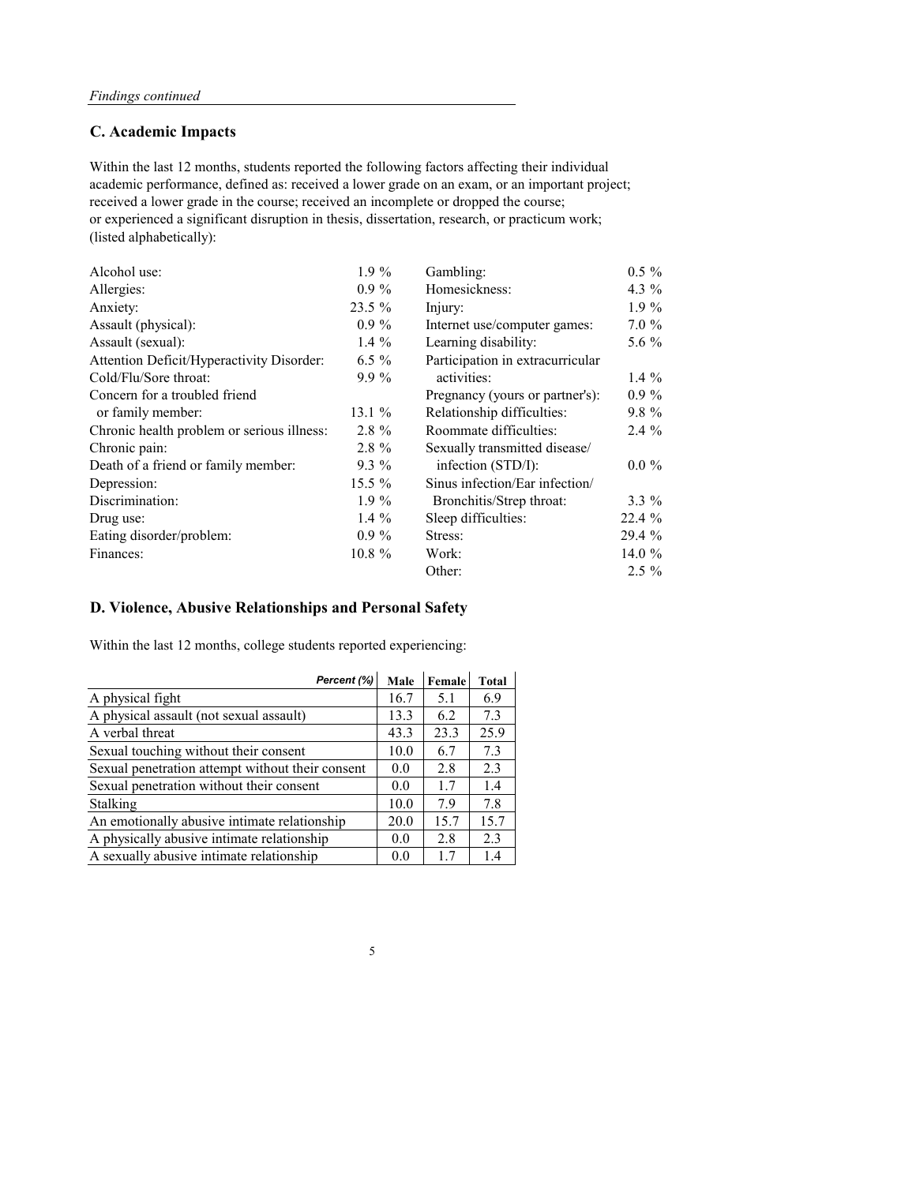*Findings continued*

## C. Academic Impacts

Within the last 12 months, students reported the following factors affecting their individual academic performance, defined as: received a lower grade on an exam, or an important project; received a lower grade in the course; received an incomplete or dropped the course; or experienced a significant disruption in thesis, dissertation, research, or practicum work; (listed alphabetically):

| | |
|---|---|
| Alcohol use: | 1.9 % |
| Allergies: | 0.9 % |
| Anxiety: | 23.5 % |
| Assault (physical): | 0.9 % |
| Assault (sexual): | 1.4 % |
| Attention Deficit/Hyperactivity Disorder: | 6.5 % |
| Cold/Flu/Sore throat: | 9.9 % |
| Concern for a troubled friend or family member: | 13.1 % |
| Chronic health problem or serious illness: | 2.8 % |
| Chronic pain: | 2.8 % |
| Death of a friend or family member: | 9.3 % |
| Depression: | 15.5 % |
| Discrimination: | 1.9 % |
| Drug use: | 1.4 % |
| Eating disorder/problem: | 0.9 % |
| Finances: | 10.8 % |
| Gambling: | 0.5 % |
| Homesickness: | 4.3 % |
| Injury: | 1.9 % |
| Internet use/computer games: | 7.0 % |
| Learning disability: | 5.6 % |
| Participation in extracurricular activities: | 1.4 % |
| Pregnancy (yours or partner's): | 0.9 % |
| Relationship difficulties: | 9.8 % |
| Roommate difficulties: | 2.4 % |
| Sexually transmitted disease/ infection (STD/I): | 0.0 % |
| Sinus infection/Ear infection/ Bronchitis/Strep throat: | 3.3 % |
| Sleep difficulties: | 22.4 % |
| Stress: | 29.4 % |
| Work: | 14.0 % |
| Other: | 2.5 % |

## D. Violence, Abusive Relationships and Personal Safety

Within the last 12 months, college students reported experiencing:

| *Percent (%)* | Male | Female | Total |
|---|---|---|---|
| A physical fight | 16.7 | 5.1 | 6.9 |
| A physical assault (not sexual assault) | 13.3 | 6.2 | 7.3 |
| A verbal threat | 43.3 | 23.3 | 25.9 |
| Sexual touching without their consent | 10.0 | 6.7 | 7.3 |
| Sexual penetration attempt without their consent | 0.0 | 2.8 | 2.3 |
| Sexual penetration without their consent | 0.0 | 1.7 | 1.4 |
| Stalking | 10.0 | 7.9 | 7.8 |
| An emotionally abusive intimate relationship | 20.0 | 15.7 | 15.7 |
| A physically abusive intimate relationship | 0.0 | 2.8 | 2.3 |
| A sexually abusive intimate relationship | 0.0 | 1.7 | 1.4 |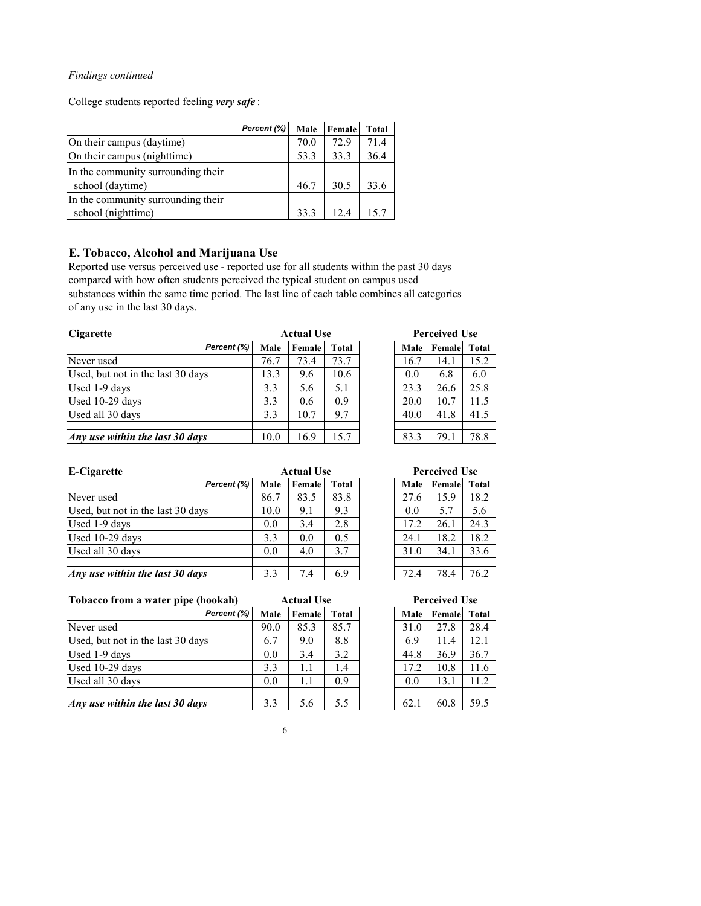*Findings continued*

College students reported feeling ***very safe*** :

| *Percent (%)* | Male | Female | Total |
|---|---|---|---|
| On their campus (daytime) | 70.0 | 72.9 | 71.4 |
| On their campus (nighttime) | 53.3 | 33.3 | 36.4 |
| In the community surrounding their school (daytime) | 46.7 | 30.5 | 33.6 |
| In the community surrounding their school (nighttime) | 33.3 | 12.4 | 15.7 |

## E. Tobacco, Alcohol and Marijuana Use

Reported use versus perceived use - reported use for all students within the past 30 days compared with how often students perceived the typical student on campus used substances within the same time period. The last line of each table combines all categories of any use in the last 30 days.

| **Cigarette** | Actual Use | | | Perceived Use | | |
|---|---|---|---|---|---|---|
| *Percent (%)* | Male | Female | Total | Male | Female | Total |
| Never used | 76.7 | 73.4 | 73.7 | 16.7 | 14.1 | 15.2 |
| Used, but not in the last 30 days | 13.3 | 9.6 | 10.6 | 0.0 | 6.8 | 6.0 |
| Used 1-9 days | 3.3 | 5.6 | 5.1 | 23.3 | 26.6 | 25.8 |
| Used 10-29 days | 3.3 | 0.6 | 0.9 | 20.0 | 10.7 | 11.5 |
| Used all 30 days | 3.3 | 10.7 | 9.7 | 40.0 | 41.8 | 41.5 |
| ***Any use within the last 30 days*** | 10.0 | 16.9 | 15.7 | 83.3 | 79.1 | 78.8 |

| **E-Cigarette** | Actual Use | | | Perceived Use | | |
|---|---|---|---|---|---|---|
| *Percent (%)* | Male | Female | Total | Male | Female | Total |
| Never used | 86.7 | 83.5 | 83.8 | 27.6 | 15.9 | 18.2 |
| Used, but not in the last 30 days | 10.0 | 9.1 | 9.3 | 0.0 | 5.7 | 5.6 |
| Used 1-9 days | 0.0 | 3.4 | 2.8 | 17.2 | 26.1 | 24.3 |
| Used 10-29 days | 3.3 | 0.0 | 0.5 | 24.1 | 18.2 | 18.2 |
| Used all 30 days | 0.0 | 4.0 | 3.7 | 31.0 | 34.1 | 33.6 |
| ***Any use within the last 30 days*** | 3.3 | 7.4 | 6.9 | 72.4 | 78.4 | 76.2 |

| **Tobacco from a water pipe (hookah)** | Actual Use | | | Perceived Use | | |
|---|---|---|---|---|---|---|
| *Percent (%)* | Male | Female | Total | Male | Female | Total |
| Never used | 90.0 | 85.3 | 85.7 | 31.0 | 27.8 | 28.4 |
| Used, but not in the last 30 days | 6.7 | 9.0 | 8.8 | 6.9 | 11.4 | 12.1 |
| Used 1-9 days | 0.0 | 3.4 | 3.2 | 44.8 | 36.9 | 36.7 |
| Used 10-29 days | 3.3 | 1.1 | 1.4 | 17.2 | 10.8 | 11.6 |
| Used all 30 days | 0.0 | 1.1 | 0.9 | 0.0 | 13.1 | 11.2 |
| ***Any use within the last 30 days*** | 3.3 | 5.6 | 5.5 | 62.1 | 60.8 | 59.5 |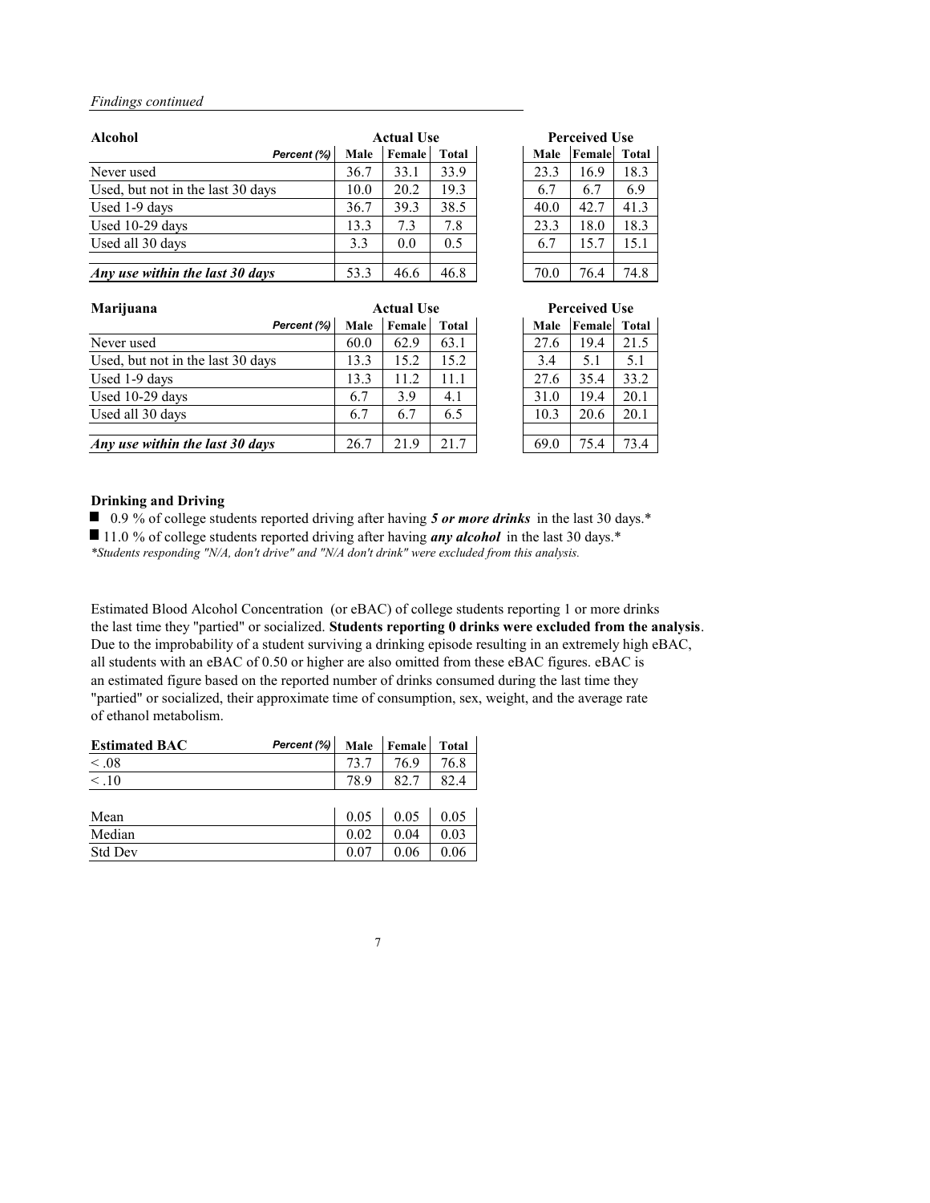*Findings continued*

| Alcohol | Actual Use | | | Perceived Use | | |
|---|---|---|---|---|---|---|
| *Percent (%)* | Male | Female | Total | Male | Female | Total |
| Never used | 36.7 | 33.1 | 33.9 | 23.3 | 16.9 | 18.3 |
| Used, but not in the last 30 days | 10.0 | 20.2 | 19.3 | 6.7 | 6.7 | 6.9 |
| Used 1-9 days | 36.7 | 39.3 | 38.5 | 40.0 | 42.7 | 41.3 |
| Used 10-29 days | 13.3 | 7.3 | 7.8 | 23.3 | 18.0 | 18.3 |
| Used all 30 days | 3.3 | 0.0 | 0.5 | 6.7 | 15.7 | 15.1 |
| ***Any use within the last 30 days*** | 53.3 | 46.6 | 46.8 | 70.0 | 76.4 | 74.8 |

| Marijuana | Actual Use | | | Perceived Use | | |
|---|---|---|---|---|---|---|
| *Percent (%)* | Male | Female | Total | Male | Female | Total |
| Never used | 60.0 | 62.9 | 63.1 | 27.6 | 19.4 | 21.5 |
| Used, but not in the last 30 days | 13.3 | 15.2 | 15.2 | 3.4 | 5.1 | 5.1 |
| Used 1-9 days | 13.3 | 11.2 | 11.1 | 27.6 | 35.4 | 33.2 |
| Used 10-29 days | 6.7 | 3.9 | 4.1 | 31.0 | 19.4 | 20.1 |
| Used all 30 days | 6.7 | 6.7 | 6.5 | 10.3 | 20.6 | 20.1 |
| ***Any use within the last 30 days*** | 26.7 | 21.9 | 21.7 | 69.0 | 75.4 | 73.4 |

**Drinking and Driving**

- 0.9 % of college students reported driving after having ***5 or more drinks*** in the last 30 days.*
- 11.0 % of college students reported driving after having ***any alcohol*** in the last 30 days.*

*\*Students responding "N/A, don't drive" and "N/A don't drink" were excluded from this analysis.*

Estimated Blood Alcohol Concentration (or eBAC) of college students reporting 1 or more drinks the last time they "partied" or socialized. **Students reporting 0 drinks were excluded from the analysis**. Due to the improbability of a student surviving a drinking episode resulting in an extremely high eBAC, all students with an eBAC of 0.50 or higher are also omitted from these eBAC figures. eBAC is an estimated figure based on the reported number of drinks consumed during the last time they "partied" or socialized, their approximate time of consumption, sex, weight, and the average rate of ethanol metabolism.

| Estimated BAC *Percent (%)* | Male | Female | Total |
|---|---|---|---|
| < .08 | 73.7 | 76.9 | 76.8 |
| < .10 | 78.9 | 82.7 | 82.4 |
| | | | |
| Mean | 0.05 | 0.05 | 0.05 |
| Median | 0.02 | 0.04 | 0.03 |
| Std Dev | 0.07 | 0.06 | 0.06 |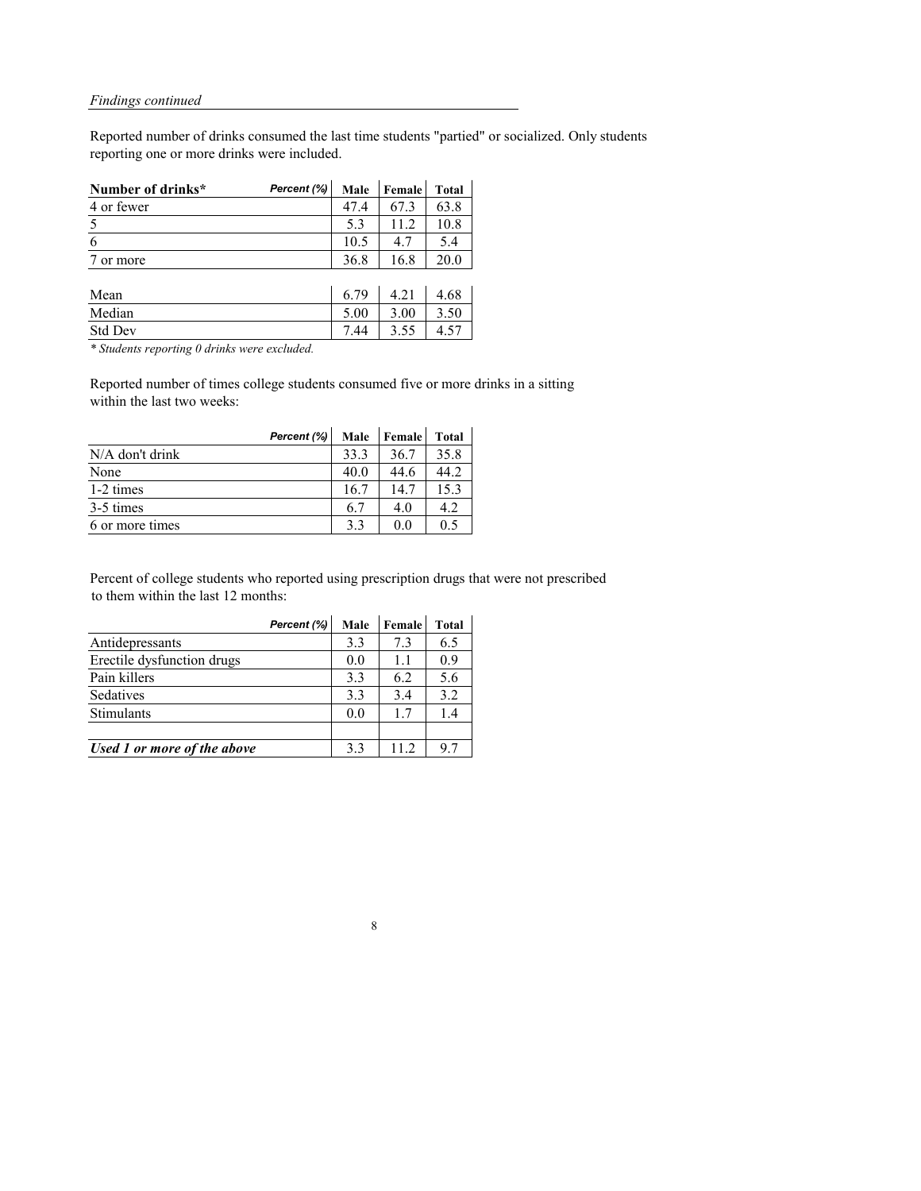*Findings continued*

Reported number of drinks consumed the last time students "partied" or socialized. Only students reporting one or more drinks were included.

| Number of drinks* | Male | Female | Total |
|---|---|---|---|
| 4 or fewer | 47.4 | 67.3 | 63.8 |
| 5 | 5.3 | 11.2 | 10.8 |
| 6 | 10.5 | 4.7 | 5.4 |
| 7 or more | 36.8 | 16.8 | 20.0 |
| | | | |
| Mean | 6.79 | 4.21 | 4.68 |
| Median | 5.00 | 3.00 | 3.50 |
| Std Dev | 7.44 | 3.55 | 4.57 |

*\* Students reporting 0 drinks were excluded.*

Reported number of times college students consumed five or more drinks in a sitting within the last two weeks:

| Percent (%) | Male | Female | Total |
|---|---|---|---|
| N/A don't drink | 33.3 | 36.7 | 35.8 |
| None | 40.0 | 44.6 | 44.2 |
| 1-2 times | 16.7 | 14.7 | 15.3 |
| 3-5 times | 6.7 | 4.0 | 4.2 |
| 6 or more times | 3.3 | 0.0 | 0.5 |

Percent of college students who reported using prescription drugs that were not prescribed to them within the last 12 months:

| Percent (%) | Male | Female | Total |
|---|---|---|---|
| Antidepressants | 3.3 | 7.3 | 6.5 |
| Erectile dysfunction drugs | 0.0 | 1.1 | 0.9 |
| Pain killers | 3.3 | 6.2 | 5.6 |
| Sedatives | 3.3 | 3.4 | 3.2 |
| Stimulants | 0.0 | 1.7 | 1.4 |
| | | | |
| ***Used 1 or more of the above*** | 3.3 | 11.2 | 9.7 |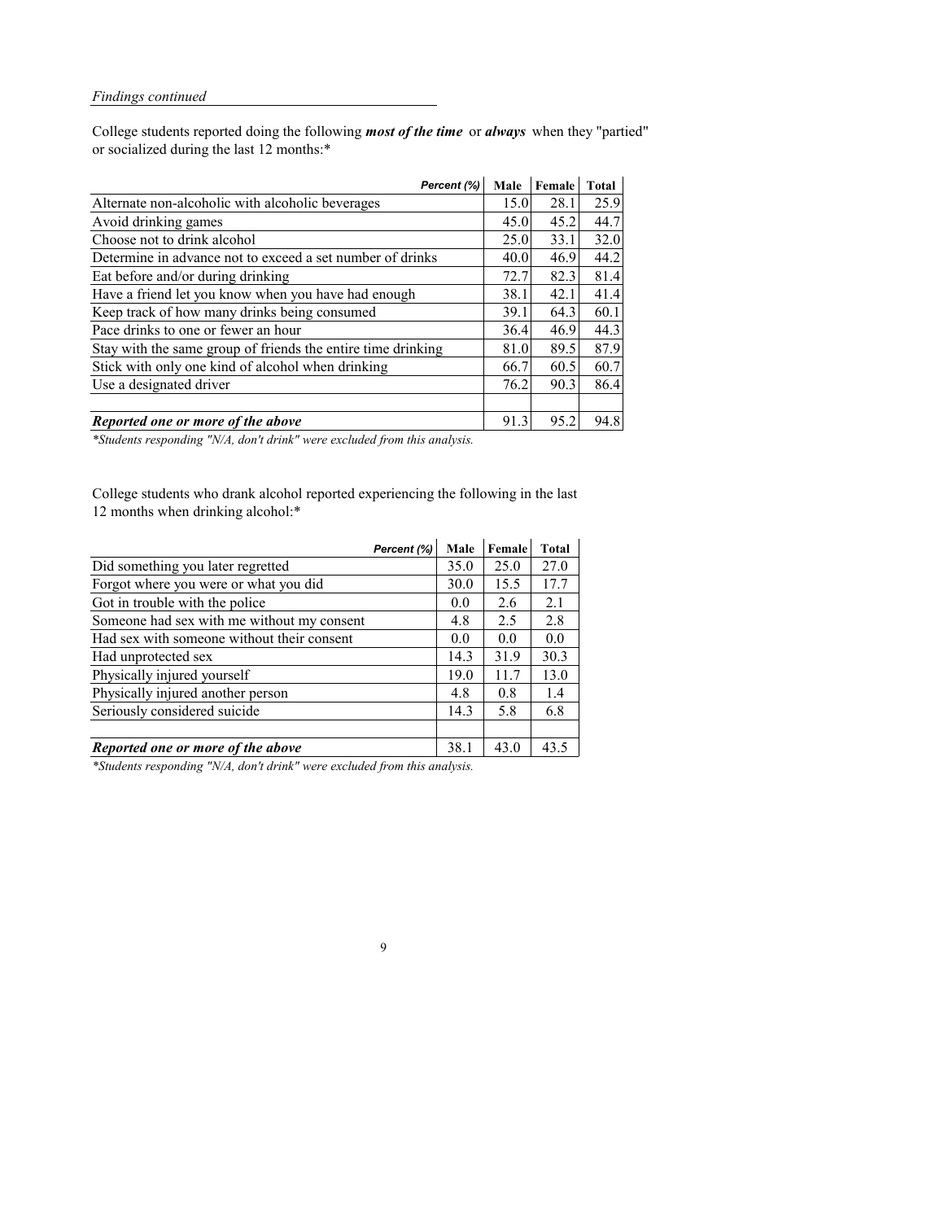*Findings continued*

College students reported doing the following ***most of the time*** or ***always*** when they "partied" or socialized during the last 12 months:*

| *Percent (%)* | Male | Female | Total |
|---|---|---|---|
| Alternate non-alcoholic with alcoholic beverages | 15.0 | 28.1 | 25.9 |
| Avoid drinking games | 45.0 | 45.2 | 44.7 |
| Choose not to drink alcohol | 25.0 | 33.1 | 32.0 |
| Determine in advance not to exceed a set number of drinks | 40.0 | 46.9 | 44.2 |
| Eat before and/or during drinking | 72.7 | 82.3 | 81.4 |
| Have a friend let you know when you have had enough | 38.1 | 42.1 | 41.4 |
| Keep track of how many drinks being consumed | 39.1 | 64.3 | 60.1 |
| Pace drinks to one or fewer an hour | 36.4 | 46.9 | 44.3 |
| Stay with the same group of friends the entire time drinking | 81.0 | 89.5 | 87.9 |
| Stick with only one kind of alcohol when drinking | 66.7 | 60.5 | 60.7 |
| Use a designated driver | 76.2 | 90.3 | 86.4 |
| | | | |
| ***Reported one or more of the above*** | 91.3 | 95.2 | 94.8 |

*\*Students responding "N/A, don't drink" were excluded from this analysis.*

College students who drank alcohol reported experiencing the following in the last 12 months when drinking alcohol:*

| *Percent (%)* | Male | Female | Total |
|---|---|---|---|
| Did something you later regretted | 35.0 | 25.0 | 27.0 |
| Forgot where you were or what you did | 30.0 | 15.5 | 17.7 |
| Got in trouble with the police | 0.0 | 2.6 | 2.1 |
| Someone had sex with me without my consent | 4.8 | 2.5 | 2.8 |
| Had sex with someone without their consent | 0.0 | 0.0 | 0.0 |
| Had unprotected sex | 14.3 | 31.9 | 30.3 |
| Physically injured yourself | 19.0 | 11.7 | 13.0 |
| Physically injured another person | 4.8 | 0.8 | 1.4 |
| Seriously considered suicide | 14.3 | 5.8 | 6.8 |
| | | | |
| ***Reported one or more of the above*** | 38.1 | 43.0 | 43.5 |

*\*Students responding "N/A, don't drink" were excluded from this analysis.*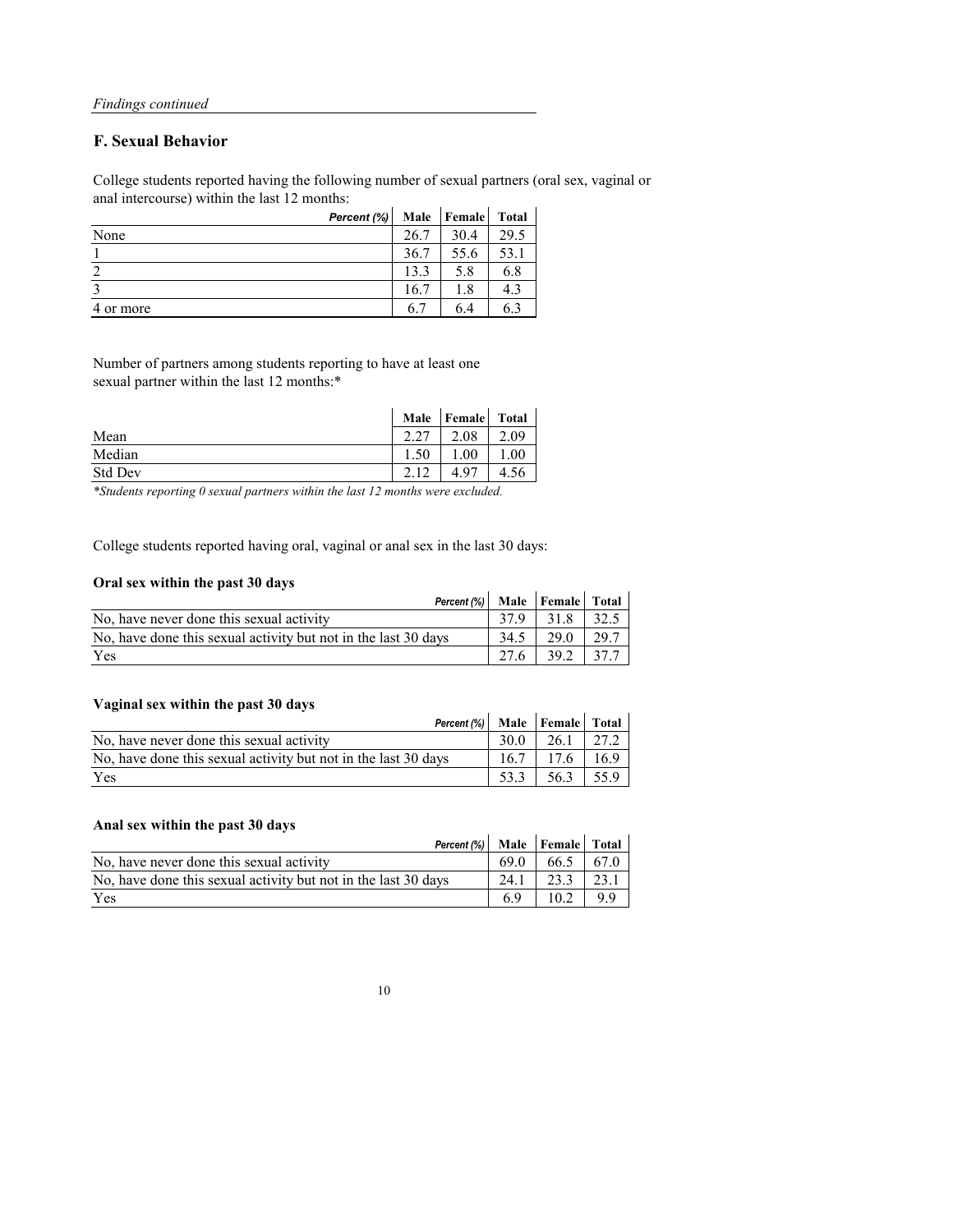*Findings continued*

## F. Sexual Behavior

College students reported having the following number of sexual partners (oral sex, vaginal or anal intercourse) within the last 12 months:

| Percent (%) | Male | Female | Total |
|---|---|---|---|
| None | 26.7 | 30.4 | 29.5 |
| 1 | 36.7 | 55.6 | 53.1 |
| 2 | 13.3 | 5.8 | 6.8 |
| 3 | 16.7 | 1.8 | 4.3 |
| 4 or more | 6.7 | 6.4 | 6.3 |

Number of partners among students reporting to have at least one sexual partner within the last 12 months:*

| | Male | Female | Total |
|---|---|---|---|
| Mean | 2.27 | 2.08 | 2.09 |
| Median | 1.50 | 1.00 | 1.00 |
| Std Dev | 2.12 | 4.97 | 4.56 |

*\*Students reporting 0 sexual partners within the last 12 months were excluded.*

College students reported having oral, vaginal or anal sex in the last 30 days:

**Oral sex within the past 30 days**

| Percent (%) | Male | Female | Total |
|---|---|---|---|
| No, have never done this sexual activity | 37.9 | 31.8 | 32.5 |
| No, have done this sexual activity but not in the last 30 days | 34.5 | 29.0 | 29.7 |
| Yes | 27.6 | 39.2 | 37.7 |

**Vaginal sex within the past 30 days**

| Percent (%) | Male | Female | Total |
|---|---|---|---|
| No, have never done this sexual activity | 30.0 | 26.1 | 27.2 |
| No, have done this sexual activity but not in the last 30 days | 16.7 | 17.6 | 16.9 |
| Yes | 53.3 | 56.3 | 55.9 |

**Anal sex within the past 30 days**

| Percent (%) | Male | Female | Total |
|---|---|---|---|
| No, have never done this sexual activity | 69.0 | 66.5 | 67.0 |
| No, have done this sexual activity but not in the last 30 days | 24.1 | 23.3 | 23.1 |
| Yes | 6.9 | 10.2 | 9.9 |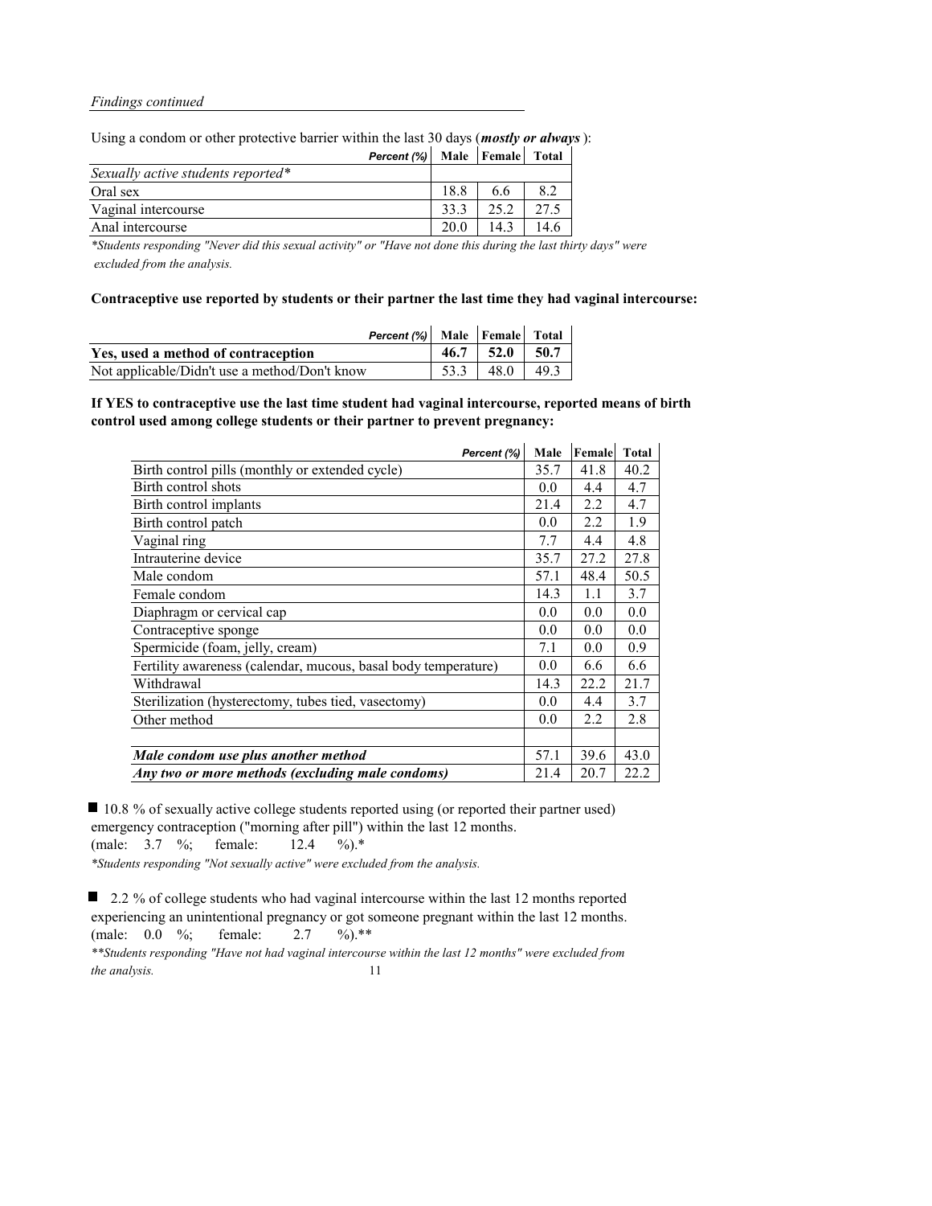*Findings continued*

Using a condom or other protective barrier within the last 30 days (***mostly or always***):

| *Percent (%)* | Male | Female | Total |
|---|---|---|---|
| *Sexually active students reported** | | | |
| Oral sex | 18.8 | 6.6 | 8.2 |
| Vaginal intercourse | 33.3 | 25.2 | 27.5 |
| Anal intercourse | 20.0 | 14.3 | 14.6 |

*\*Students responding "Never did this sexual activity" or "Have not done this during the last thirty days" were excluded from the analysis.*

**Contraceptive use reported by students or their partner the last time they had vaginal intercourse:**

| *Percent (%)* | Male | Female | Total |
|---|---|---|---|
| **Yes, used a method of contraception** | **46.7** | **52.0** | **50.7** |
| Not applicable/Didn't use a method/Don't know | 53.3 | 48.0 | 49.3 |

**If YES to contraceptive use the last time student had vaginal intercourse, reported means of birth control used among college students or their partner to prevent pregnancy:**

| *Percent (%)* | Male | Female | Total |
|---|---|---|---|
| Birth control pills (monthly or extended cycle) | 35.7 | 41.8 | 40.2 |
| Birth control shots | 0.0 | 4.4 | 4.7 |
| Birth control implants | 21.4 | 2.2 | 4.7 |
| Birth control patch | 0.0 | 2.2 | 1.9 |
| Vaginal ring | 7.7 | 4.4 | 4.8 |
| Intrauterine device | 35.7 | 27.2 | 27.8 |
| Male condom | 57.1 | 48.4 | 50.5 |
| Female condom | 14.3 | 1.1 | 3.7 |
| Diaphragm or cervical cap | 0.0 | 0.0 | 0.0 |
| Contraceptive sponge | 0.0 | 0.0 | 0.0 |
| Spermicide (foam, jelly, cream) | 7.1 | 0.0 | 0.9 |
| Fertility awareness (calendar, mucous, basal body temperature) | 0.0 | 6.6 | 6.6 |
| Withdrawal | 14.3 | 22.2 | 21.7 |
| Sterilization (hysterectomy, tubes tied, vasectomy) | 0.0 | 4.4 | 3.7 |
| Other method | 0.0 | 2.2 | 2.8 |
| | | | |
| ***Male condom use plus another method*** | 57.1 | 39.6 | 43.0 |
| ***Any two or more methods (excluding male condoms)*** | 21.4 | 20.7 | 22.2 |

- 10.8 % of sexually active college students reported using (or reported their partner used) emergency contraception ("morning after pill") within the last 12 months. (male: 3.7 %; female: 12.4 %).*

*\*Students responding "Not sexually active" were excluded from the analysis.*

- 2.2 % of college students who had vaginal intercourse within the last 12 months reported experiencing an unintentional pregnancy or got someone pregnant within the last 12 months. (male: 0.0 %; female: 2.7 %).**

*\*\*Students responding "Have not had vaginal intercourse within the last 12 months" were excluded from the analysis.*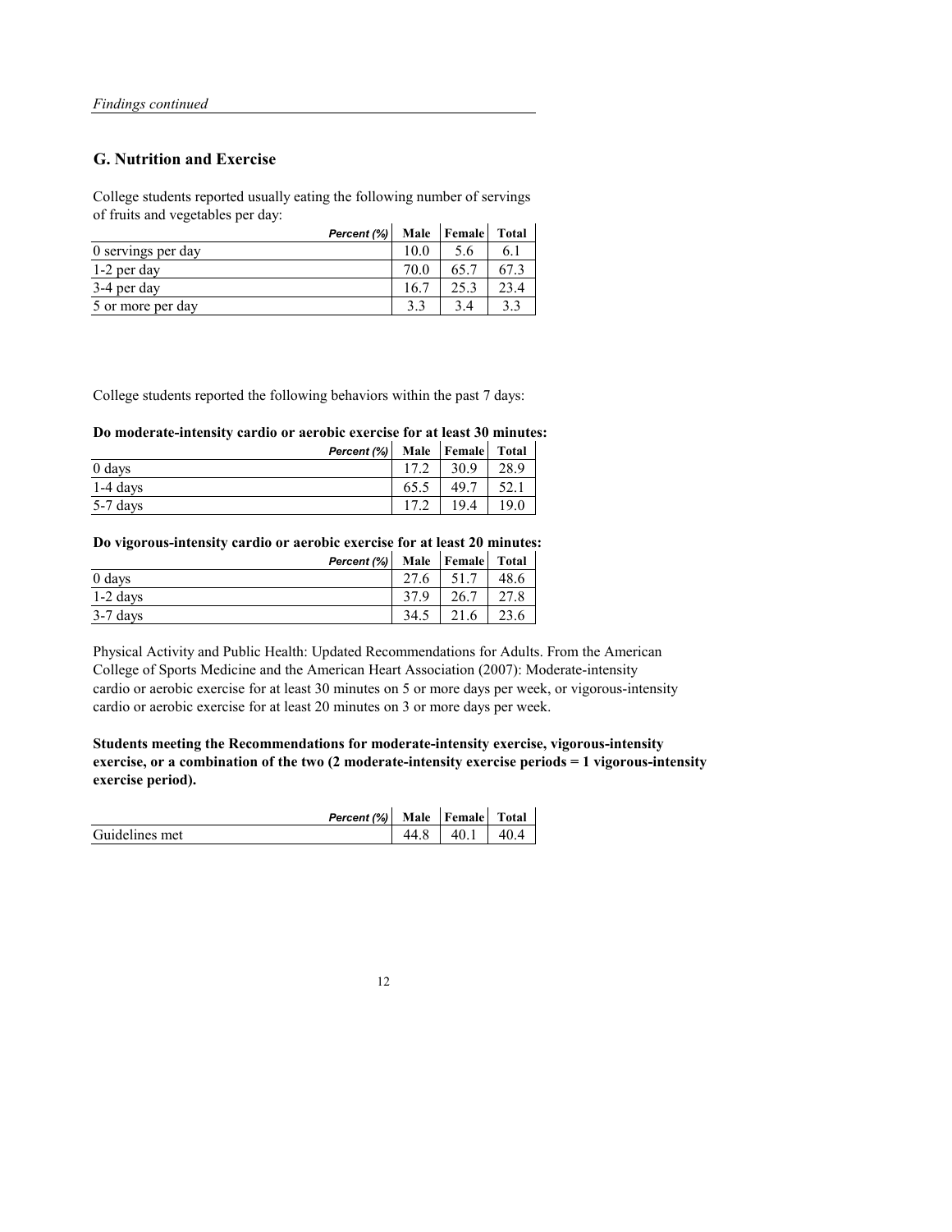*Findings continued*

## G. Nutrition and Exercise

College students reported usually eating the following number of servings of fruits and vegetables per day:

| *Percent (%)* | Male | Female | Total |
|---|---|---|---|
| 0 servings per day | 10.0 | 5.6 | 6.1 |
| 1-2 per day | 70.0 | 65.7 | 67.3 |
| 3-4 per day | 16.7 | 25.3 | 23.4 |
| 5 or more per day | 3.3 | 3.4 | 3.3 |

College students reported the following behaviors within the past 7 days:

**Do moderate-intensity cardio or aerobic exercise for at least 30 minutes:**

| *Percent (%)* | Male | Female | Total |
|---|---|---|---|
| 0 days | 17.2 | 30.9 | 28.9 |
| 1-4 days | 65.5 | 49.7 | 52.1 |
| 5-7 days | 17.2 | 19.4 | 19.0 |

**Do vigorous-intensity cardio or aerobic exercise for at least 20 minutes:**

| *Percent (%)* | Male | Female | Total |
|---|---|---|---|
| 0 days | 27.6 | 51.7 | 48.6 |
| 1-2 days | 37.9 | 26.7 | 27.8 |
| 3-7 days | 34.5 | 21.6 | 23.6 |

Physical Activity and Public Health: Updated Recommendations for Adults. From the American College of Sports Medicine and the American Heart Association (2007): Moderate-intensity cardio or aerobic exercise for at least 30 minutes on 5 or more days per week, or vigorous-intensity cardio or aerobic exercise for at least 20 minutes on 3 or more days per week.

**Students meeting the Recommendations for moderate-intensity exercise, vigorous-intensity exercise, or a combination of the two (2 moderate-intensity exercise periods = 1 vigorous-intensity exercise period).**

| *Percent (%)* | Male | Female | Total |
|---|---|---|---|
| Guidelines met | 44.8 | 40.1 | 40.4 |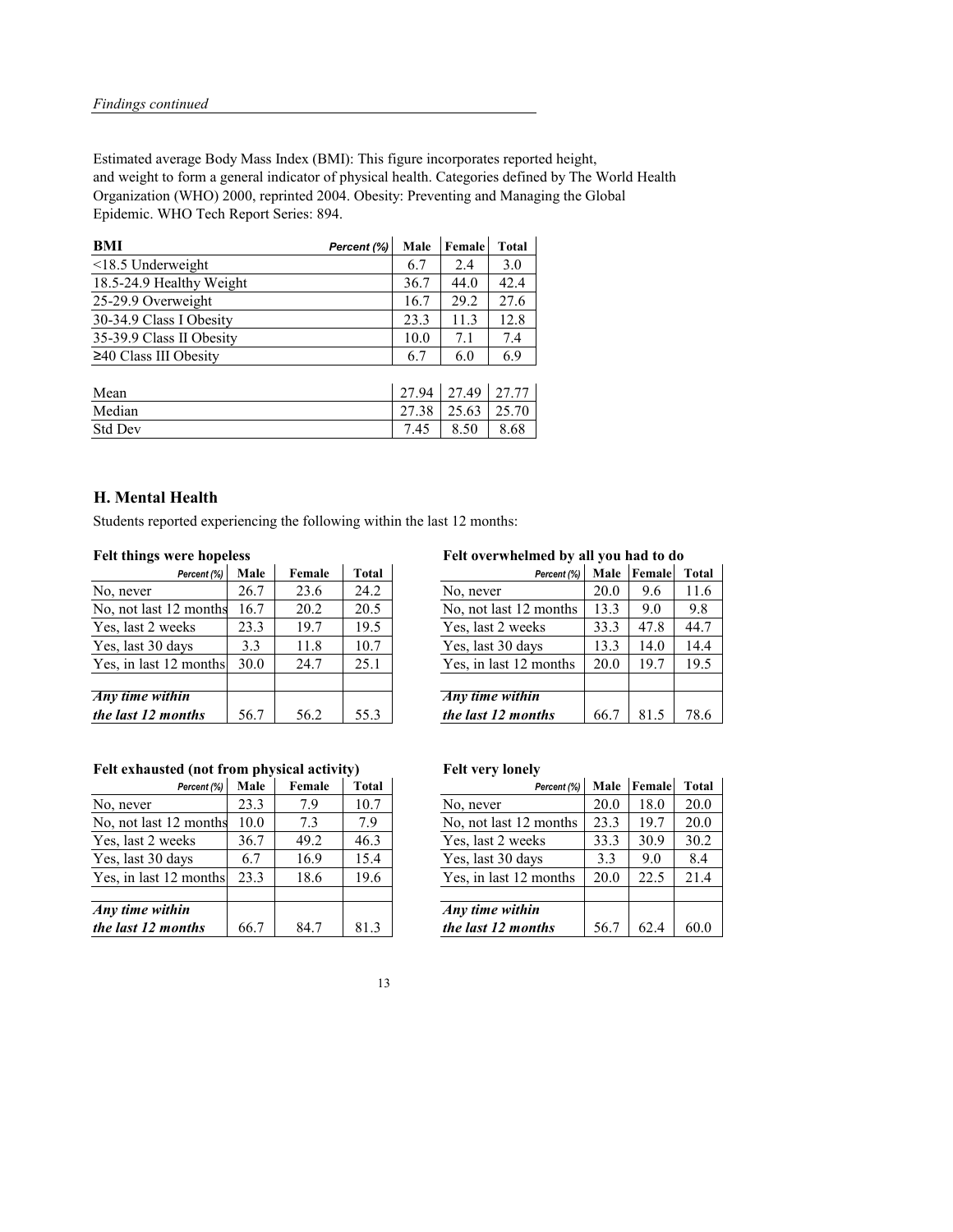*Findings continued*

Estimated average Body Mass Index (BMI): This figure incorporates reported height, and weight to form a general indicator of physical health. Categories defined by The World Health Organization (WHO) 2000, reprinted 2004. Obesity: Preventing and Managing the Global Epidemic. WHO Tech Report Series: 894.

| **BMI** *Percent (%)* | Male | Female | Total |
|---|---|---|---|
| <18.5 Underweight | 6.7 | 2.4 | 3.0 |
| 18.5-24.9 Healthy Weight | 36.7 | 44.0 | 42.4 |
| 25-29.9 Overweight | 16.7 | 29.2 | 27.6 |
| 30-34.9 Class I Obesity | 23.3 | 11.3 | 12.8 |
| 35-39.9 Class II Obesity | 10.0 | 7.1 | 7.4 |
| ≥40 Class III Obesity | 6.7 | 6.0 | 6.9 |
| | | | |
| Mean | 27.94 | 27.49 | 27.77 |
| Median | 27.38 | 25.63 | 25.70 |
| Std Dev | 7.45 | 8.50 | 8.68 |

## H. Mental Health

Students reported experiencing the following within the last 12 months:

**Felt things were hopeless**

| *Percent (%)* | Male | Female | Total |
|---|---|---|---|
| No, never | 26.7 | 23.6 | 24.2 |
| No, not last 12 months | 16.7 | 20.2 | 20.5 |
| Yes, last 2 weeks | 23.3 | 19.7 | 19.5 |
| Yes, last 30 days | 3.3 | 11.8 | 10.7 |
| Yes, in last 12 months | 30.0 | 24.7 | 25.1 |
| | | | |
| ***Any time within the last 12 months*** | 56.7 | 56.2 | 55.3 |

**Felt overwhelmed by all you had to do**

| *Percent (%)* | Male | Female | Total |
|---|---|---|---|
| No, never | 20.0 | 9.6 | 11.6 |
| No, not last 12 months | 13.3 | 9.0 | 9.8 |
| Yes, last 2 weeks | 33.3 | 47.8 | 44.7 |
| Yes, last 30 days | 13.3 | 14.0 | 14.4 |
| Yes, in last 12 months | 20.0 | 19.7 | 19.5 |
| | | | |
| ***Any time within the last 12 months*** | 66.7 | 81.5 | 78.6 |

**Felt exhausted (not from physical activity)**

| *Percent (%)* | Male | Female | Total |
|---|---|---|---|
| No, never | 23.3 | 7.9 | 10.7 |
| No, not last 12 months | 10.0 | 7.3 | 7.9 |
| Yes, last 2 weeks | 36.7 | 49.2 | 46.3 |
| Yes, last 30 days | 6.7 | 16.9 | 15.4 |
| Yes, in last 12 months | 23.3 | 18.6 | 19.6 |
| | | | |
| ***Any time within the last 12 months*** | 66.7 | 84.7 | 81.3 |

**Felt very lonely**

| *Percent (%)* | Male | Female | Total |
|---|---|---|---|
| No, never | 20.0 | 18.0 | 20.0 |
| No, not last 12 months | 23.3 | 19.7 | 20.0 |
| Yes, last 2 weeks | 33.3 | 30.9 | 30.2 |
| Yes, last 30 days | 3.3 | 9.0 | 8.4 |
| Yes, in last 12 months | 20.0 | 22.5 | 21.4 |
| | | | |
| ***Any time within the last 12 months*** | 56.7 | 62.4 | 60.0 |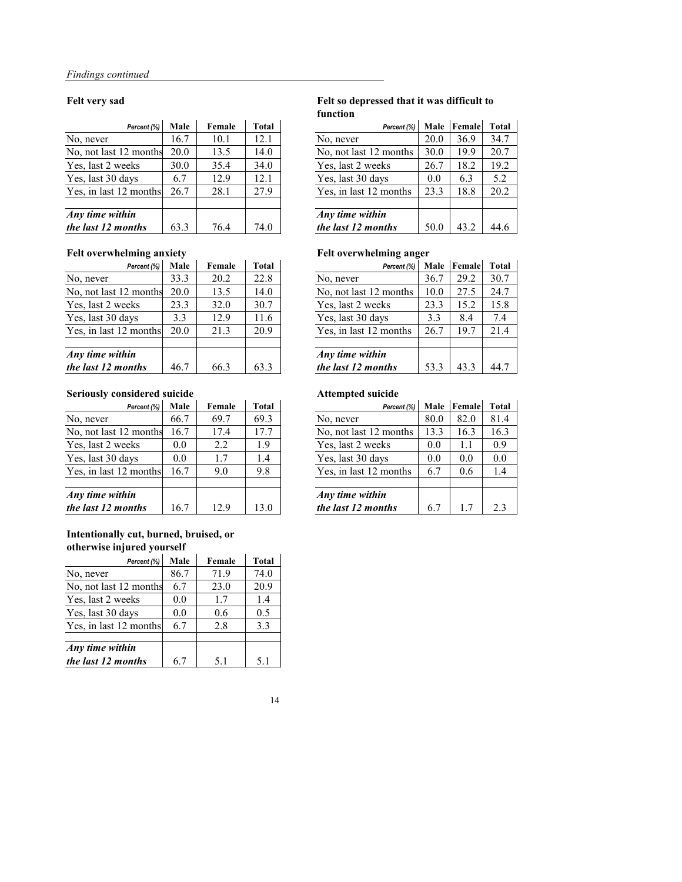*Findings continued*

### Felt very sad

| Percent (%) | Male | Female | Total |
|---|---|---|---|
| No, never | 16.7 | 10.1 | 12.1 |
| No, not last 12 months | 20.0 | 13.5 | 14.0 |
| Yes, last 2 weeks | 30.0 | 35.4 | 34.0 |
| Yes, last 30 days | 6.7 | 12.9 | 12.1 |
| Yes, in last 12 months | 26.7 | 28.1 | 27.9 |
| | | | |
| ***Any time within the last 12 months*** | 63.3 | 76.4 | 74.0 |

### Felt so depressed that it was difficult to function

| Percent (%) | Male | Female | Total |
|---|---|---|---|
| No, never | 20.0 | 36.9 | 34.7 |
| No, not last 12 months | 30.0 | 19.9 | 20.7 |
| Yes, last 2 weeks | 26.7 | 18.2 | 19.2 |
| Yes, last 30 days | 0.0 | 6.3 | 5.2 |
| Yes, in last 12 months | 23.3 | 18.8 | 20.2 |
| | | | |
| ***Any time within the last 12 months*** | 50.0 | 43.2 | 44.6 |

### Felt overwhelming anxiety

| Percent (%) | Male | Female | Total |
|---|---|---|---|
| No, never | 33.3 | 20.2 | 22.8 |
| No, not last 12 months | 20.0 | 13.5 | 14.0 |
| Yes, last 2 weeks | 23.3 | 32.0 | 30.7 |
| Yes, last 30 days | 3.3 | 12.9 | 11.6 |
| Yes, in last 12 months | 20.0 | 21.3 | 20.9 |
| | | | |
| ***Any time within the last 12 months*** | 46.7 | 66.3 | 63.3 |

### Felt overwhelming anger

| Percent (%) | Male | Female | Total |
|---|---|---|---|
| No, never | 36.7 | 29.2 | 30.7 |
| No, not last 12 months | 10.0 | 27.5 | 24.7 |
| Yes, last 2 weeks | 23.3 | 15.2 | 15.8 |
| Yes, last 30 days | 3.3 | 8.4 | 7.4 |
| Yes, in last 12 months | 26.7 | 19.7 | 21.4 |
| | | | |
| ***Any time within the last 12 months*** | 53.3 | 43.3 | 44.7 |

### Seriously considered suicide

| Percent (%) | Male | Female | Total |
|---|---|---|---|
| No, never | 66.7 | 69.7 | 69.3 |
| No, not last 12 months | 16.7 | 17.4 | 17.7 |
| Yes, last 2 weeks | 0.0 | 2.2 | 1.9 |
| Yes, last 30 days | 0.0 | 1.7 | 1.4 |
| Yes, in last 12 months | 16.7 | 9.0 | 9.8 |
| | | | |
| ***Any time within the last 12 months*** | 16.7 | 12.9 | 13.0 |

### Attempted suicide

| Percent (%) | Male | Female | Total |
|---|---|---|---|
| No, never | 80.0 | 82.0 | 81.4 |
| No, not last 12 months | 13.3 | 16.3 | 16.3 |
| Yes, last 2 weeks | 0.0 | 1.1 | 0.9 |
| Yes, last 30 days | 0.0 | 0.0 | 0.0 |
| Yes, in last 12 months | 6.7 | 0.6 | 1.4 |
| | | | |
| ***Any time within the last 12 months*** | 6.7 | 1.7 | 2.3 |

### Intentionally cut, burned, bruised, or otherwise injured yourself

| Percent (%) | Male | Female | Total |
|---|---|---|---|
| No, never | 86.7 | 71.9 | 74.0 |
| No, not last 12 months | 6.7 | 23.0 | 20.9 |
| Yes, last 2 weeks | 0.0 | 1.7 | 1.4 |
| Yes, last 30 days | 0.0 | 0.6 | 0.5 |
| Yes, in last 12 months | 6.7 | 2.8 | 3.3 |
| | | | |
| ***Any time within the last 12 months*** | 6.7 | 5.1 | 5.1 |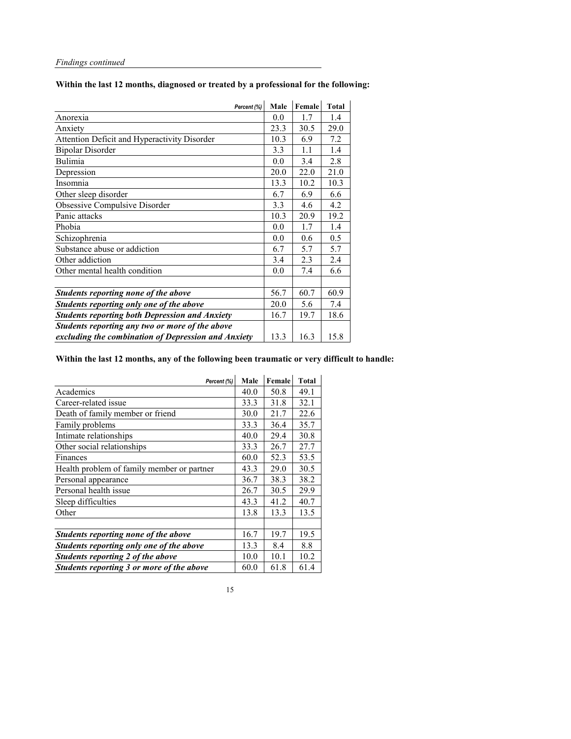*Findings continued*

**Within the last 12 months, diagnosed or treated by a professional for the following:**

| *Percent (%)* | Male | Female | Total |
|---|---|---|---|
| Anorexia | 0.0 | 1.7 | 1.4 |
| Anxiety | 23.3 | 30.5 | 29.0 |
| Attention Deficit and Hyperactivity Disorder | 10.3 | 6.9 | 7.2 |
| Bipolar Disorder | 3.3 | 1.1 | 1.4 |
| Bulimia | 0.0 | 3.4 | 2.8 |
| Depression | 20.0 | 22.0 | 21.0 |
| Insomnia | 13.3 | 10.2 | 10.3 |
| Other sleep disorder | 6.7 | 6.9 | 6.6 |
| Obsessive Compulsive Disorder | 3.3 | 4.6 | 4.2 |
| Panic attacks | 10.3 | 20.9 | 19.2 |
| Phobia | 0.0 | 1.7 | 1.4 |
| Schizophrenia | 0.0 | 0.6 | 0.5 |
| Substance abuse or addiction | 6.7 | 5.7 | 5.7 |
| Other addiction | 3.4 | 2.3 | 2.4 |
| Other mental health condition | 0.0 | 7.4 | 6.6 |
| | | | |
| ***Students reporting none of the above*** | 56.7 | 60.7 | 60.9 |
| ***Students reporting only one of the above*** | 20.0 | 5.6 | 7.4 |
| ***Students reporting both Depression and Anxiety*** | 16.7 | 19.7 | 18.6 |
| ***Students reporting any two or more of the above excluding the combination of Depression and Anxiety*** | 13.3 | 16.3 | 15.8 |

**Within the last 12 months, any of the following been traumatic or very difficult to handle:**

| *Percent (%)* | Male | Female | Total |
|---|---|---|---|
| Academics | 40.0 | 50.8 | 49.1 |
| Career-related issue | 33.3 | 31.8 | 32.1 |
| Death of family member or friend | 30.0 | 21.7 | 22.6 |
| Family problems | 33.3 | 36.4 | 35.7 |
| Intimate relationships | 40.0 | 29.4 | 30.8 |
| Other social relationships | 33.3 | 26.7 | 27.7 |
| Finances | 60.0 | 52.3 | 53.5 |
| Health problem of family member or partner | 43.3 | 29.0 | 30.5 |
| Personal appearance | 36.7 | 38.3 | 38.2 |
| Personal health issue | 26.7 | 30.5 | 29.9 |
| Sleep difficulties | 43.3 | 41.2 | 40.7 |
| Other | 13.8 | 13.3 | 13.5 |
| | | | |
| ***Students reporting none of the above*** | 16.7 | 19.7 | 19.5 |
| ***Students reporting only one of the above*** | 13.3 | 8.4 | 8.8 |
| ***Students reporting 2 of the above*** | 10.0 | 10.1 | 10.2 |
| ***Students reporting 3 or more of the above*** | 60.0 | 61.8 | 61.4 |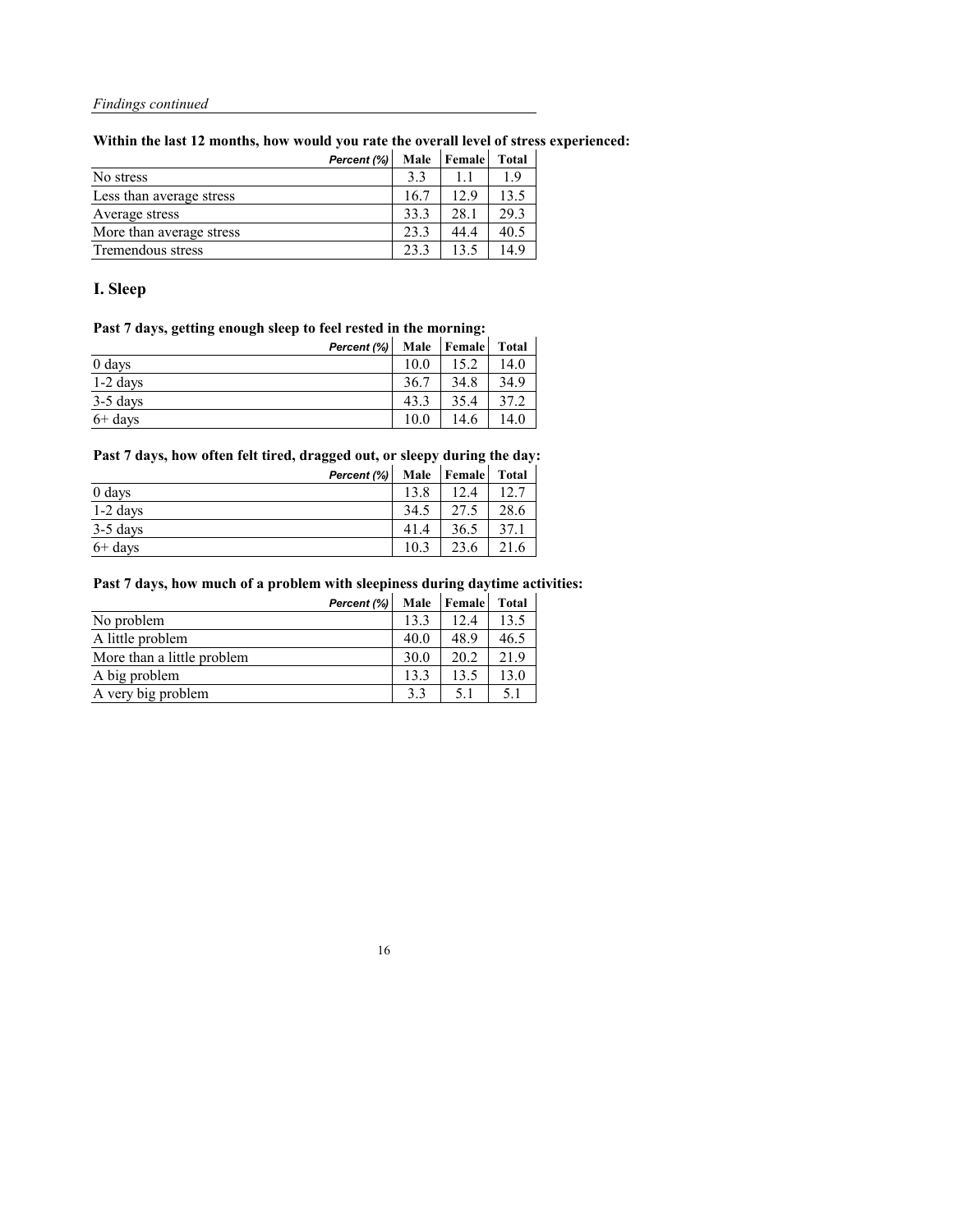*Findings continued*

**Within the last 12 months, how would you rate the overall level of stress experienced:**

| *Percent (%)* | Male | Female | Total |
|---|---|---|---|
| No stress | 3.3 | 1.1 | 1.9 |
| Less than average stress | 16.7 | 12.9 | 13.5 |
| Average stress | 33.3 | 28.1 | 29.3 |
| More than average stress | 23.3 | 44.4 | 40.5 |
| Tremendous stress | 23.3 | 13.5 | 14.9 |

## I. Sleep

**Past 7 days, getting enough sleep to feel rested in the morning:**

| *Percent (%)* | Male | Female | Total |
|---|---|---|---|
| 0 days | 10.0 | 15.2 | 14.0 |
| 1-2 days | 36.7 | 34.8 | 34.9 |
| 3-5 days | 43.3 | 35.4 | 37.2 |
| 6+ days | 10.0 | 14.6 | 14.0 |

**Past 7 days, how often felt tired, dragged out, or sleepy during the day:**

| *Percent (%)* | Male | Female | Total |
|---|---|---|---|
| 0 days | 13.8 | 12.4 | 12.7 |
| 1-2 days | 34.5 | 27.5 | 28.6 |
| 3-5 days | 41.4 | 36.5 | 37.1 |
| 6+ days | 10.3 | 23.6 | 21.6 |

**Past 7 days, how much of a problem with sleepiness during daytime activities:**

| *Percent (%)* | Male | Female | Total |
|---|---|---|---|
| No problem | 13.3 | 12.4 | 13.5 |
| A little problem | 40.0 | 48.9 | 46.5 |
| More than a little problem | 30.0 | 20.2 | 21.9 |
| A big problem | 13.3 | 13.5 | 13.0 |
| A very big problem | 3.3 | 5.1 | 5.1 |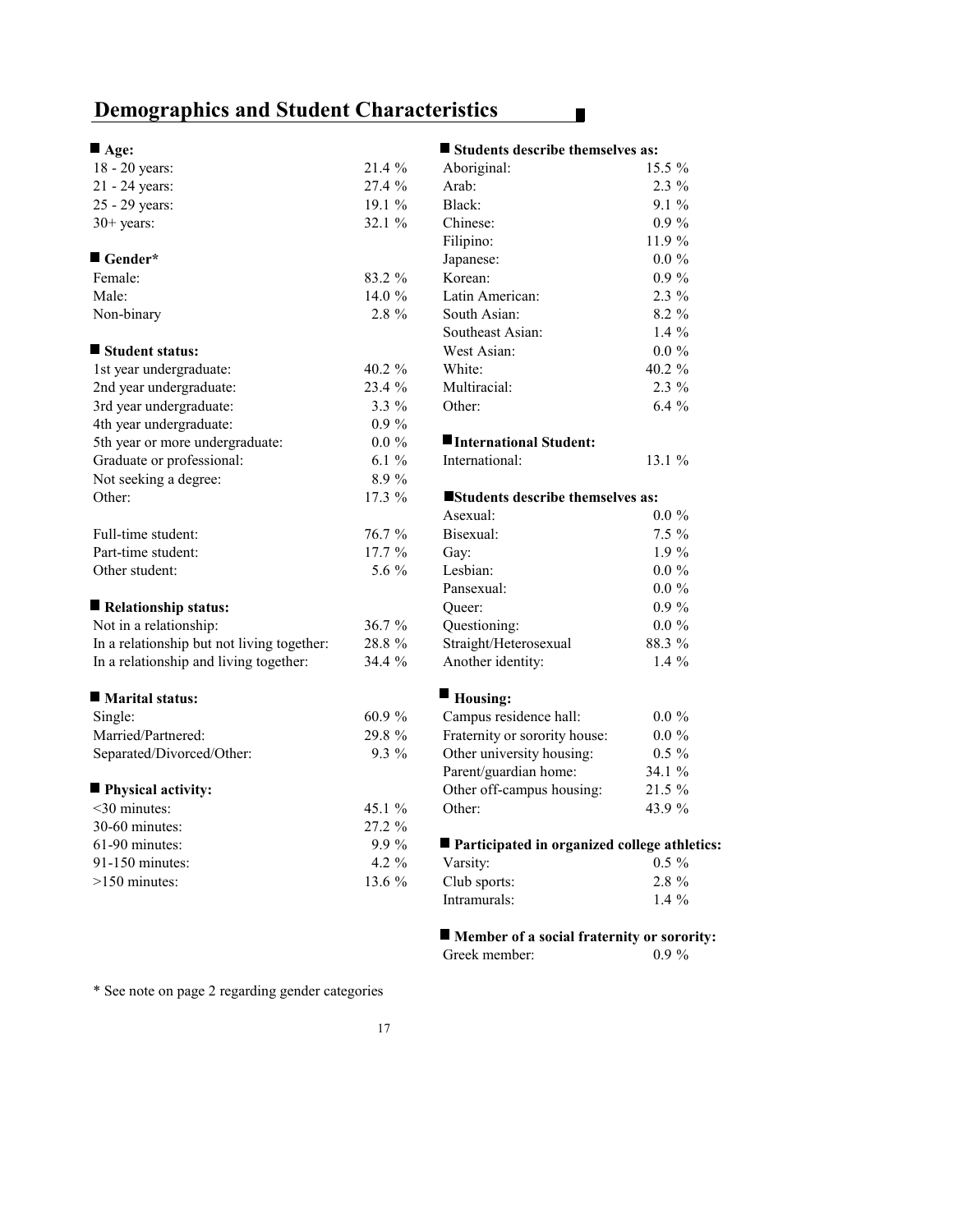## Demographics and Student Characteristics

**Age:**

| | |
|---|---|
| 18 - 20 years: | 21.4 % |
| 21 - 24 years: | 27.4 % |
| 25 - 29 years: | 19.1 % |
| 30+ years: | 32.1 % |

**Gender***

| | |
|---|---|
| Female: | 83.2 % |
| Male: | 14.0 % |
| Non-binary | 2.8 % |

**Student status:**

| | |
|---|---|
| 1st year undergraduate: | 40.2 % |
| 2nd year undergraduate: | 23.4 % |
| 3rd year undergraduate: | 3.3 % |
| 4th year undergraduate: | 0.9 % |
| 5th year or more undergraduate: | 0.0 % |
| Graduate or professional: | 6.1 % |
| Not seeking a degree: | 8.9 % |
| Other: | 17.3 % |

| | |
|---|---|
| Full-time student: | 76.7 % |
| Part-time student: | 17.7 % |
| Other student: | 5.6 % |

**Relationship status:**

| | |
|---|---|
| Not in a relationship: | 36.7 % |
| In a relationship but not living together: | 28.8 % |
| In a relationship and living together: | 34.4 % |

**Marital status:**

| | |
|---|---|
| Single: | 60.9 % |
| Married/Partnered: | 29.8 % |
| Separated/Divorced/Other: | 9.3 % |

**Physical activity:**

| | |
|---|---|
| <30 minutes: | 45.1 % |
| 30-60 minutes: | 27.2 % |
| 61-90 minutes: | 9.9 % |
| 91-150 minutes: | 4.2 % |
| >150 minutes: | 13.6 % |

**Students describe themselves as:**

| | |
|---|---|
| Aboriginal: | 15.5 % |
| Arab: | 2.3 % |
| Black: | 9.1 % |
| Chinese: | 0.9 % |
| Filipino: | 11.9 % |
| Japanese: | 0.0 % |
| Korean: | 0.9 % |
| Latin American: | 2.3 % |
| South Asian: | 8.2 % |
| Southeast Asian: | 1.4 % |
| West Asian: | 0.0 % |
| White: | 40.2 % |
| Multiracial: | 2.3 % |
| Other: | 6.4 % |

**International Student:**

| | |
|---|---|
| International: | 13.1 % |

**Students describe themselves as:**

| | |
|---|---|
| Asexual: | 0.0 % |
| Bisexual: | 7.5 % |
| Gay: | 1.9 % |
| Lesbian: | 0.0 % |
| Pansexual: | 0.0 % |
| Queer: | 0.9 % |
| Questioning: | 0.0 % |
| Straight/Heterosexual | 88.3 % |
| Another identity: | 1.4 % |

**Housing:**

| | |
|---|---|
| Campus residence hall: | 0.0 % |
| Fraternity or sorority house: | 0.0 % |
| Other university housing: | 0.5 % |
| Parent/guardian home: | 34.1 % |
| Other off-campus housing: | 21.5 % |
| Other: | 43.9 % |

**Participated in organized college athletics:**

| | |
|---|---|
| Varsity: | 0.5 % |
| Club sports: | 2.8 % |
| Intramurals: | 1.4 % |

**Member of a social fraternity or sorority:**

| | |
|---|---|
| Greek member: | 0.9 % |

* See note on page 2 regarding gender categories